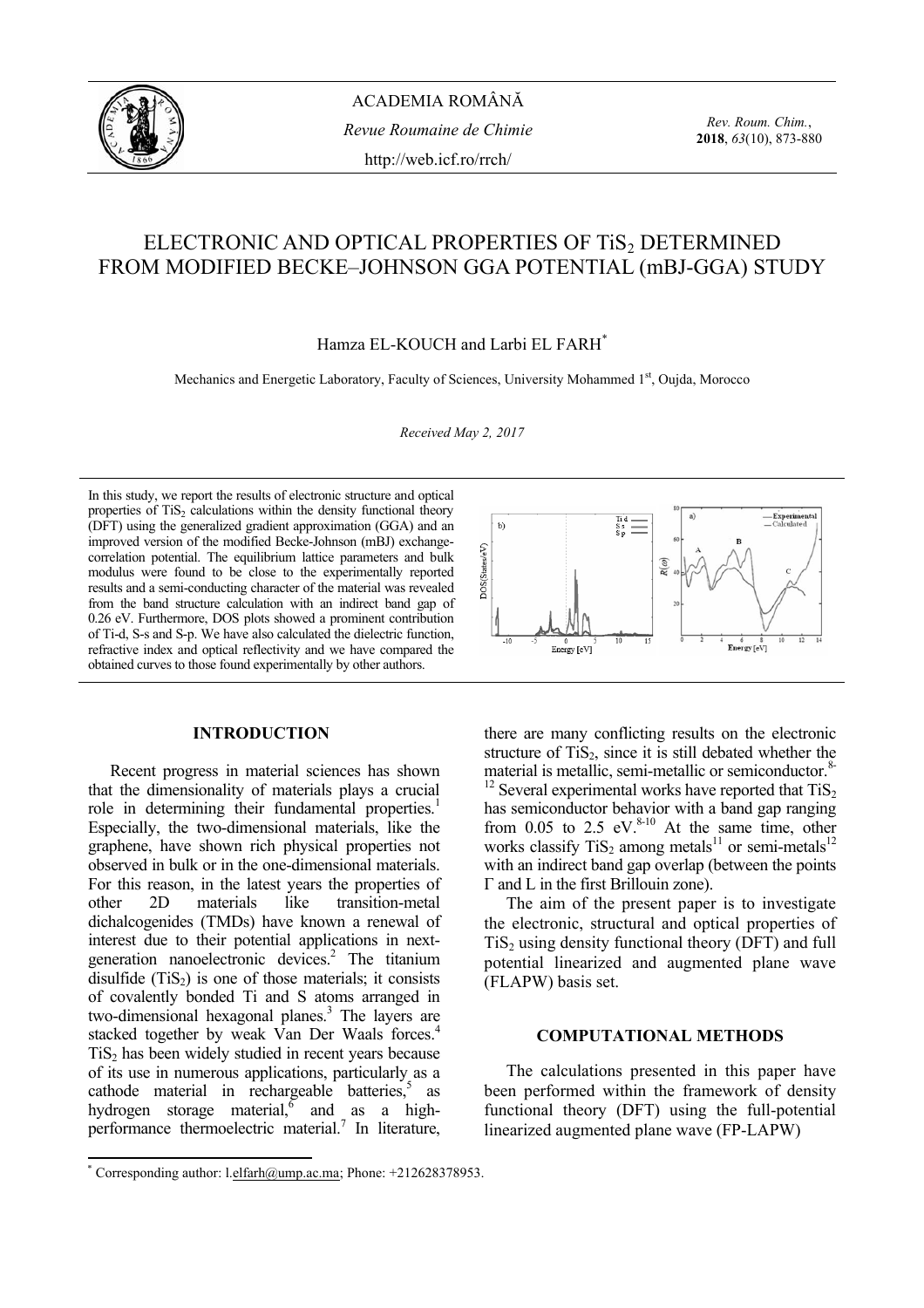ACADEMIA ROMÂNĂ

*Revue Roumaine de Chimie*

http://web.icf.ro/rrch/

# ELECTRONIC AND OPTICAL PROPERTIES OF $TiS_2$ DETERMINED FROM MODIFIED BECKE–JOHNSON GGA POTENTIAL (mBJ-GGA) STUDY

Hamza EL-KOUCH and Larbi EL FARH*

Mechanics and Energetic Laboratory, Faculty of Sciences, University Mohammed 1st, Oujda, Morocco

*Received May 2, 2017*

In this study, we report the results of electronic structure and optical properties of $TiS_2$ calculations within the density functional theory (DFT) using the generalized gradient approximation (GGA) and an improved version of the modified Becke-Johnson (mBJ) exchange-correlation potential. The equilibrium lattice parameters and bulk modulus were found to be close to the experimentally reported results and a semi-conducting character of the material was revealed from the band structure calculation with an indirect band gap of 0.26 eV. Furthermore, DOS plots showed a prominent contribution of Ti-d, S-s and S-p. We have also calculated the dielectric function, refractive index and optical reflectivity and we have compared the obtained curves to those found experimentally by other authors.

## INTRODUCTION

Recent progress in material sciences has shown that the dimensionality of materials plays a crucial role in determining their fundamental properties.[1] Especially, the two-dimensional materials, like the graphene, have shown rich physical properties not observed in bulk or in the one-dimensional materials. For this reason, in the latest years the properties of other 2D materials like transition-metal dichalcogenides (TMDs) have known a renewal of interest due to their potential applications in next-generation nanoelectronic devices.[2] The titanium disulfide ($TiS_2$) is one of those materials; it consists of covalently bonded Ti and S atoms arranged in two-dimensional hexagonal planes.[3] The layers are stacked together by weak Van Der Waals forces.[4] $TiS_2$ has been widely studied in recent years because of its use in numerous applications, particularly as a cathode material in rechargeable batteries,[5] as hydrogen storage material,[6] and as a high-performance thermoelectric material.[7] In literature, there are many conflicting results on the electronic structure of $TiS_2$, since it is still debated whether the material is metallic, semi-metallic or semiconductor.[8-12] Several experimental works have reported that $TiS_2$ has semiconductor behavior with a band gap ranging from 0.05 to 2.5 eV.[8-10] At the same time, other works classify $TiS_2$ among metals[11] or semi-metals[12] with an indirect band gap overlap (between the points Γ and L in the first Brillouin zone).

The aim of the present paper is to investigate the electronic, structural and optical properties of $TiS_2$ using density functional theory (DFT) and full potential linearized and augmented plane wave (FLAPW) basis set.

## COMPUTATIONAL METHODS

The calculations presented in this paper have been performed within the framework of density functional theory (DFT) using the full-potential linearized augmented plane wave (FP-LAPW)

\* Corresponding author: l.elfarh@ump.ac.ma; Phone: +212628378953.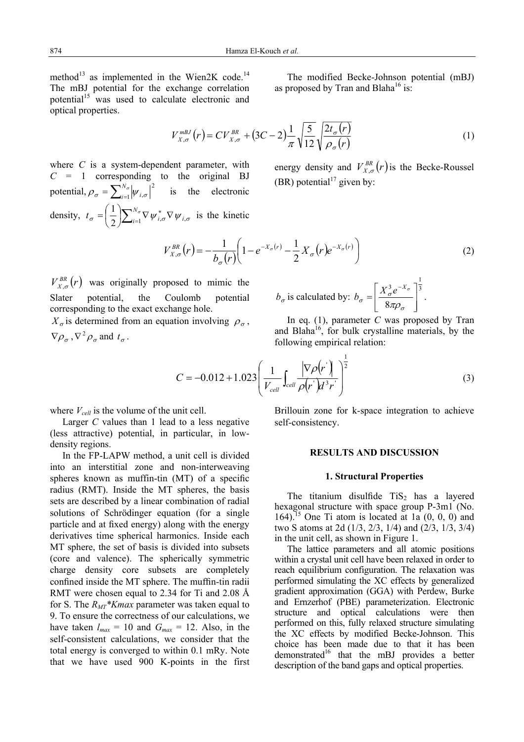method[13] as implemented in the Wien2K code.[14] The mBJ potential for the exchange correlation potential[15] was used to calculate electronic and optical properties.

The modified Becke-Johnson potential (mBJ) as proposed by Tran and Blaha[16] is:

$$V_{X,\sigma}^{mBJ}(r) = CV_{X,\sigma}^{BR} + (3C-2)\frac{1}{\pi}\sqrt{\frac{5}{12}}\sqrt{\frac{2t_{\sigma}(r)}{\rho_{\sigma}(r)}} \tag{1}$$

where $C$ is a system-dependent parameter, with $C$ = 1 corresponding to the original BJ potential, $\rho_{\sigma} = \sum_{i=1}^{N_{\sigma}} |\psi_{i,\sigma}|^2$ is the electronic density, $t_{\sigma} = \left(\frac{1}{2}\right)\sum_{i=1}^{N_{\sigma}} \nabla\psi_{i,\sigma}^{*}\nabla\psi_{i,\sigma}$ is the kinetic energy density and $V_{X,\sigma}^{BR}(r)$ is the Becke-Roussel (BR) potential[17] given by:

$$V_{X,\sigma}^{BR}(r) = -\frac{1}{b_{\sigma}(r)}\left(1 - e^{-X_{\sigma}(r)} - \frac{1}{2}X_{\sigma}(r)e^{-X_{\sigma}(r)}\right) \tag{2}$$

$V_{X,\sigma}^{BR}(r)$ was originally proposed to mimic the Slater potential, the Coulomb potential corresponding to the exact exchange hole.

$X_{\sigma}$ is determined from an equation involving $\rho_{\sigma}$, $\nabla\rho_{\sigma}$, $\nabla^2\rho_{\sigma}$ and $t_{\sigma}$.

$b_{\sigma}$ is calculated by: $b_{\sigma} = \left[\frac{X_{\sigma}^{3}e^{-X_{\sigma}}}{8\pi\rho_{\sigma}}\right]^{\frac{1}{3}}$.

In eq. (1), parameter $C$ was proposed by Tran and Blaha[16], for bulk crystalline materials, by the following empirical relation:

$$C = -0.012 + 1.023\left(\frac{1}{V_{cell}}\int_{cell}\frac{|\nabla\rho(r')|}{\rho(r')}d^3r'\right)^{\frac{1}{2}} \tag{3}$$

where $V_{cell}$ is the volume of the unit cell.

Larger $C$ values than 1 lead to a less negative (less attractive) potential, in particular, in low-density regions.

In the FP-LAPW method, a unit cell is divided into an interstitial zone and non-interweaving spheres known as muffin-tin (MT) of a specific radius (RMT). Inside the MT spheres, the basis sets are described by a linear combination of radial solutions of Schrödinger equation (for a single particle and at fixed energy) along with the energy derivatives time spherical harmonics. Inside each MT sphere, the set of basis is divided into subsets (core and valence). The spherically symmetric charge density core subsets are completely confined inside the MT sphere. The muffin-tin radii RMT were chosen equal to 2.34 for Ti and 2.08 Å for S. The $R_{MT}$*$Kmax$ parameter was taken equal to 9. To ensure the correctness of our calculations, we have taken $l_{max}$ = 10 and $G_{max}$ = 12. Also, in the self-consistent calculations, we consider that the total energy is converged to within 0.1 mRy. Note that we have used 900 K-points in the first Brillouin zone for k-space integration to achieve self-consistency.

## RESULTS AND DISCUSSION

### 1. Structural Properties

The titanium disulfide $TiS_2$ has a layered hexagonal structure with space group P-3m1 (No. 164).[15] One Ti atom is located at 1a (0, 0, 0) and two S atoms at 2d (1/3, 2/3, 1/4) and (2/3, 1/3, 3/4) in the unit cell, as shown in Figure 1.

The lattice parameters and all atomic positions within a crystal unit cell have been relaxed in order to reach equilibrium configuration. The relaxation was performed simulating the XC effects by generalized gradient approximation (GGA) with Perdew, Burke and Ernzerhof (PBE) parameterization. Electronic structure and optical calculations were then performed on this, fully relaxed structure simulating the XC effects by modified Becke-Johnson. This choice has been made due to that it has been demonstrated[16] that the mBJ provides a better description of the band gaps and optical properties.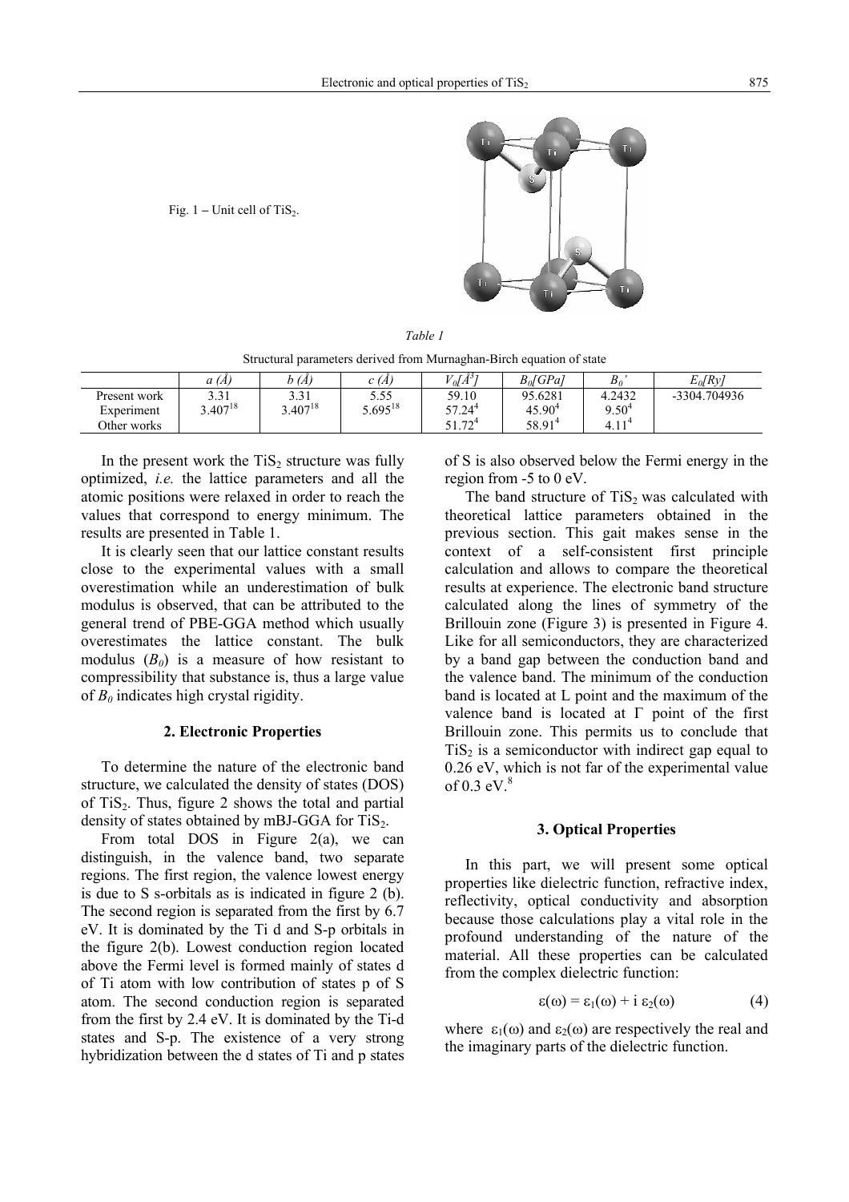Fig. 1 – Unit cell of $TiS_2$.

*Table 1*

Structural parameters derived from Murnaghan-Birch equation of state

| | $a$ (Å) | $b$ (Å) | $c$ (Å) | $V_0$[Å$^3$] | $B_0$[GPa] | $B_0$' | $E_0$[Ry] |
|---|---|---|---|---|---|---|---|
| Present work | 3.31 | 3.31 | 5.55 | 59.10 | 95.6281 | 4.2432 | -3304.704936 |
| Experiment | 3.407[18] | 3.407[18] | 5.695[18] | 57.24[4] | 45.90[4] | 9.50[4] | |
| Other works | | | | 51.72[4] | 58.91[4] | 4.11[4] | |

In the present work the $TiS_2$ structure was fully optimized, *i.e.* the lattice parameters and all the atomic positions were relaxed in order to reach the values that correspond to energy minimum. The results are presented in Table 1.

It is clearly seen that our lattice constant results close to the experimental values with a small overestimation while an underestimation of bulk modulus is observed, that can be attributed to the general trend of PBE-GGA method which usually overestimates the lattice constant. The bulk modulus ($B_0$) is a measure of how resistant to compressibility that substance is, thus a large value of $B_0$ indicates high crystal rigidity.

## 2. Electronic Properties

To determine the nature of the electronic band structure, we calculated the density of states (DOS) of $TiS_2$. Thus, figure 2 shows the total and partial density of states obtained by mBJ-GGA for $TiS_2$.

From total DOS in Figure 2(a), we can distinguish, in the valence band, two separate regions. The first region, the valence lowest energy is due to S s-orbitals as is indicated in figure 2 (b). The second region is separated from the first by 6.7 eV. It is dominated by the Ti d and S-p orbitals in the figure 2(b). Lowest conduction region located above the Fermi level is formed mainly of states d of Ti atom with low contribution of states p of S atom. The second conduction region is separated from the first by 2.4 eV. It is dominated by the Ti-d states and S-p. The existence of a very strong hybridization between the d states of Ti and p states of S is also observed below the Fermi energy in the region from -5 to 0 eV.

The band structure of $TiS_2$ was calculated with theoretical lattice parameters obtained in the previous section. This gait makes sense in the context of a self-consistent first principle calculation and allows to compare the theoretical results at experience. The electronic band structure calculated along the lines of symmetry of the Brillouin zone (Figure 3) is presented in Figure 4. Like for all semiconductors, they are characterized by a band gap between the conduction band and the valence band. The minimum of the conduction band is located at L point and the maximum of the valence band is located at Γ point of the first Brillouin zone. This permits us to conclude that $TiS_2$ is a semiconductor with indirect gap equal to 0.26 eV, which is not far of the experimental value of 0.3 eV.[8]

## 3. Optical Properties

In this part, we will present some optical properties like dielectric function, refractive index, reflectivity, optical conductivity and absorption because those calculations play a vital role in the profound understanding of the nature of the material. All these properties can be calculated from the complex dielectric function:

$$\varepsilon(\omega) = \varepsilon_1(\omega) + i\,\varepsilon_2(\omega) \qquad (4)$$

where $\varepsilon_1(\omega)$ and $\varepsilon_2(\omega)$ are respectively the real and the imaginary parts of the dielectric function.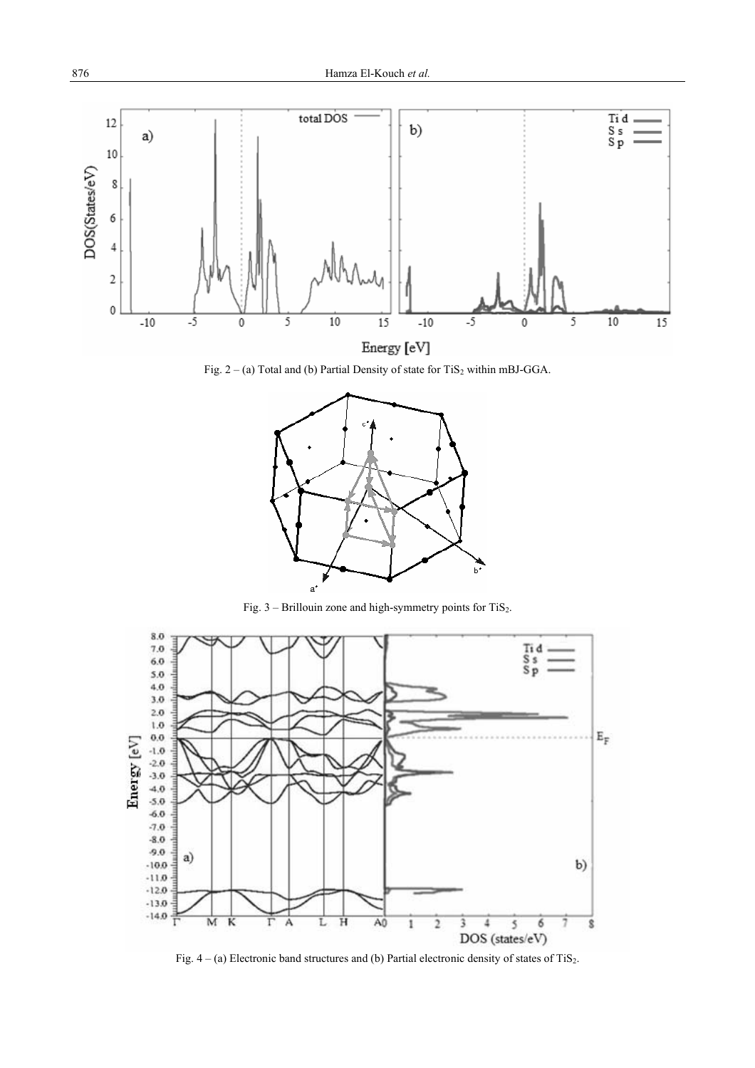Fig. 2 – (a) Total and (b) Partial Density of state for $TiS_2$ within mBJ-GGA.

Fig. 3 – Brillouin zone and high-symmetry points for $TiS_2$.

Fig. 4 – (a) Electronic band structures and (b) Partial electronic density of states of $TiS_2$.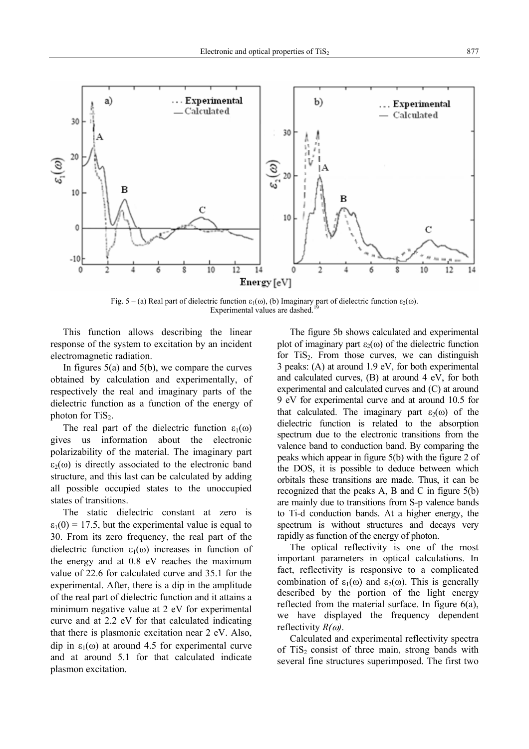Fig. 5 – (a) Real part of dielectric function $\varepsilon_1(\omega)$, (b) Imaginary part of dielectric function $\varepsilon_2(\omega)$. Experimental values are dashed.[19]

This function allows describing the linear response of the system to excitation by an incident electromagnetic radiation.

In figures 5(a) and 5(b), we compare the curves obtained by calculation and experimentally, of respectively the real and imaginary parts of the dielectric function as a function of the energy of photon for $TiS_2$.

The real part of the dielectric function $\varepsilon_1(\omega)$ gives us information about the electronic polarizability of the material. The imaginary part $\varepsilon_2(\omega)$ is directly associated to the electronic band structure, and this last can be calculated by adding all possible occupied states to the unoccupied states of transitions.

The static dielectric constant at zero is $\varepsilon_1(0) = 17.5$, but the experimental value is equal to 30. From its zero frequency, the real part of the dielectric function $\varepsilon_1(\omega)$ increases in function of the energy and at 0.8 eV reaches the maximum value of 22.6 for calculated curve and 35.1 for the experimental. After, there is a dip in the amplitude of the real part of dielectric function and it attains a minimum negative value at 2 eV for experimental curve and at 2.2 eV for that calculated indicating that there is plasmonic excitation near 2 eV. Also, dip in $\varepsilon_1(\omega)$ at around 4.5 for experimental curve and at around 5.1 for that calculated indicate plasmon excitation.

The figure 5b shows calculated and experimental plot of imaginary part $\varepsilon_2(\omega)$ of the dielectric function for $TiS_2$. From those curves, we can distinguish 3 peaks: (A) at around 1.9 eV, for both experimental and calculated curves, (B) at around 4 eV, for both experimental and calculated curves and (C) at around 9 eV for experimental curve and at around 10.5 for that calculated. The imaginary part $\varepsilon_2(\omega)$ of the dielectric function is related to the absorption spectrum due to the electronic transitions from the valence band to conduction band. By comparing the peaks which appear in figure 5(b) with the figure 2 of the DOS, it is possible to deduce between which orbitals these transitions are made. Thus, it can be recognized that the peaks A, B and C in figure 5(b) are mainly due to transitions from S-p valence bands to Ti-d conduction bands. At a higher energy, the spectrum is without structures and decays very rapidly as function of the energy of photon.

The optical reflectivity is one of the most important parameters in optical calculations. In fact, reflectivity is responsive to a complicated combination of $\varepsilon_1(\omega)$ and $\varepsilon_2(\omega)$. This is generally described by the portion of the light energy reflected from the material surface. In figure 6(a), we have displayed the frequency dependent reflectivity $R(\omega)$.

Calculated and experimental reflectivity spectra of $TiS_2$ consist of three main, strong bands with several fine structures superimposed. The first two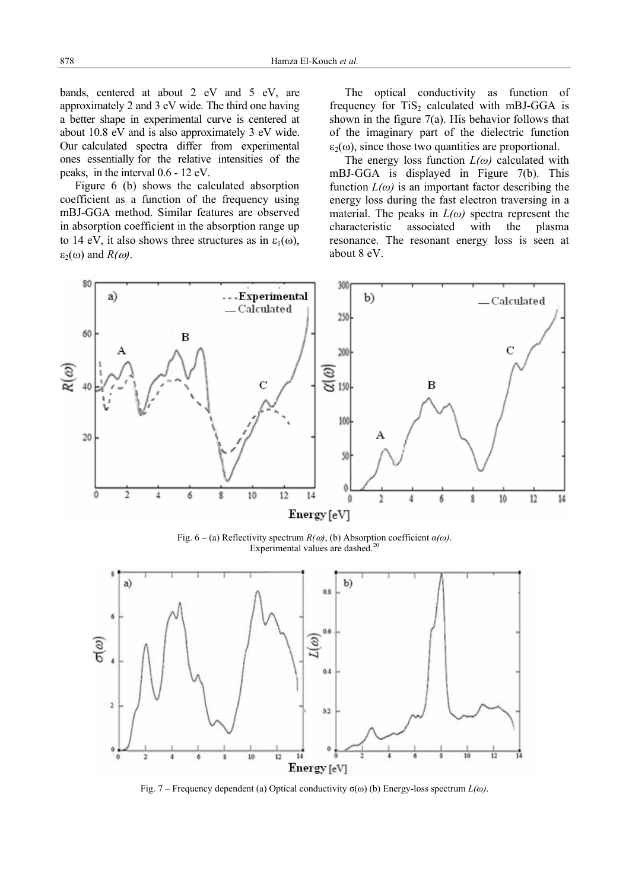bands, centered at about 2 eV and 5 eV, are approximately 2 and 3 eV wide. The third one having a better shape in experimental curve is centered at about 10.8 eV and is also approximately 3 eV wide. Our calculated spectra differ from experimental ones essentially for the relative intensities of the peaks, in the interval 0.6 - 12 eV.

Figure 6 (b) shows the calculated absorption coefficient as a function of the frequency using mBJ-GGA method. Similar features are observed in absorption coefficient in the absorption range up to 14 eV, it also shows three structures as in $\varepsilon_1(\omega)$, $\varepsilon_2(\omega)$ and $R(\omega)$.

The optical conductivity as function of frequency for $TiS_2$ calculated with mBJ-GGA is shown in the figure 7(a). His behavior follows that of the imaginary part of the dielectric function $\varepsilon_2(\omega)$, since those two quantities are proportional.

The energy loss function $L(\omega)$ calculated with mBJ-GGA is displayed in Figure 7(b). This function $L(\omega)$ is an important factor describing the energy loss during the fast electron traversing in a material. The peaks in $L(\omega)$ spectra represent the characteristic associated with the plasma resonance. The resonant energy loss is seen at about 8 eV.

Fig. 6 – (a) Reflectivity spectrum $R(\omega)$, (b) Absorption coefficient $\alpha(\omega)$. Experimental values are dashed.[20]

Fig. 7 – Frequency dependent (a) Optical conductivity $\sigma(\omega)$ (b) Energy-loss spectrum $L(\omega)$.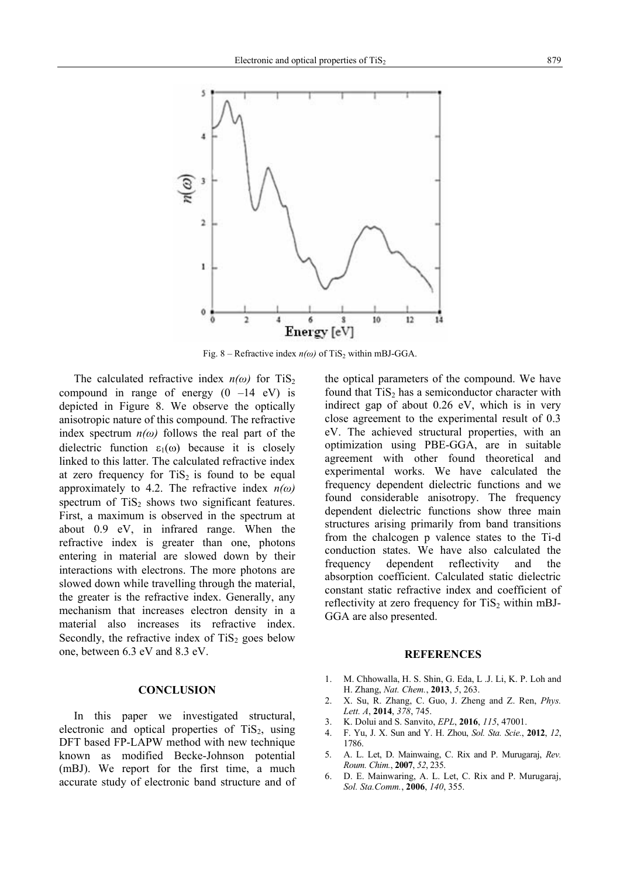Fig. 8 – Refractive index $n(\omega)$ of $TiS_2$ within mBJ-GGA.

The calculated refractive index $n(\omega)$ for $TiS_2$ compound in range of energy (0 –14 eV) is depicted in Figure 8. We observe the optically anisotropic nature of this compound. The refractive index spectrum $n(\omega)$ follows the real part of the dielectric function $\varepsilon_1(\omega)$ because it is closely linked to this latter. The calculated refractive index at zero frequency for $TiS_2$ is found to be equal approximately to 4.2. The refractive index $n(\omega)$ spectrum of $TiS_2$ shows two significant features. First, a maximum is observed in the spectrum at about 0.9 eV, in infrared range. When the refractive index is greater than one, photons entering in material are slowed down by their interactions with electrons. The more photons are slowed down while travelling through the material, the greater is the refractive index. Generally, any mechanism that increases electron density in a material also increases its refractive index. Secondly, the refractive index of $TiS_2$ goes below one, between 6.3 eV and 8.3 eV.

## CONCLUSION

In this paper we investigated structural, electronic and optical properties of $TiS_2$, using DFT based FP-LAPW method with new technique known as modified Becke-Johnson potential (mBJ). We report for the first time, a much accurate study of electronic band structure and of the optical parameters of the compound. We have found that $TiS_2$ has a semiconductor character with indirect gap of about 0.26 eV, which is in very close agreement to the experimental result of 0.3 eV. The achieved structural properties, with an optimization using PBE-GGA, are in suitable agreement with other found theoretical and experimental works. We have calculated the frequency dependent dielectric functions and we found considerable anisotropy. The frequency dependent dielectric functions show three main structures arising primarily from band transitions from the chalcogen p valence states to the Ti-d conduction states. We have also calculated the frequency dependent reflectivity and the absorption coefficient. Calculated static dielectric constant static refractive index and coefficient of reflectivity at zero frequency for $TiS_2$ within mBJ-GGA are also presented.

## REFERENCES

1. M. Chhowalla, H. S. Shin, G. Eda, L .J. Li, K. P. Loh and H. Zhang, *Nat. Chem.*, **2013**, *5*, 263.
2. X. Su, R. Zhang, C. Guo, J. Zheng and Z. Ren, *Phys. Lett. A*, **2014**, *378*, 745.
3. K. Dolui and S. Sanvito, *EPL*, **2016**, *115*, 47001.
4. F. Yu, J. X. Sun and Y. H. Zhou, *Sol. Sta. Scie.*, **2012**, *12*, 1786.
5. A. L. Let, D. Mainwaing, C. Rix and P. Murugaraj, *Rev. Roum. Chim.*, **2007**, *52*, 235.
6. D. E. Mainwaring, A. L. Let, C. Rix and P. Murugaraj, *Sol. Sta.Comm.*, **2006**, *140*, 355.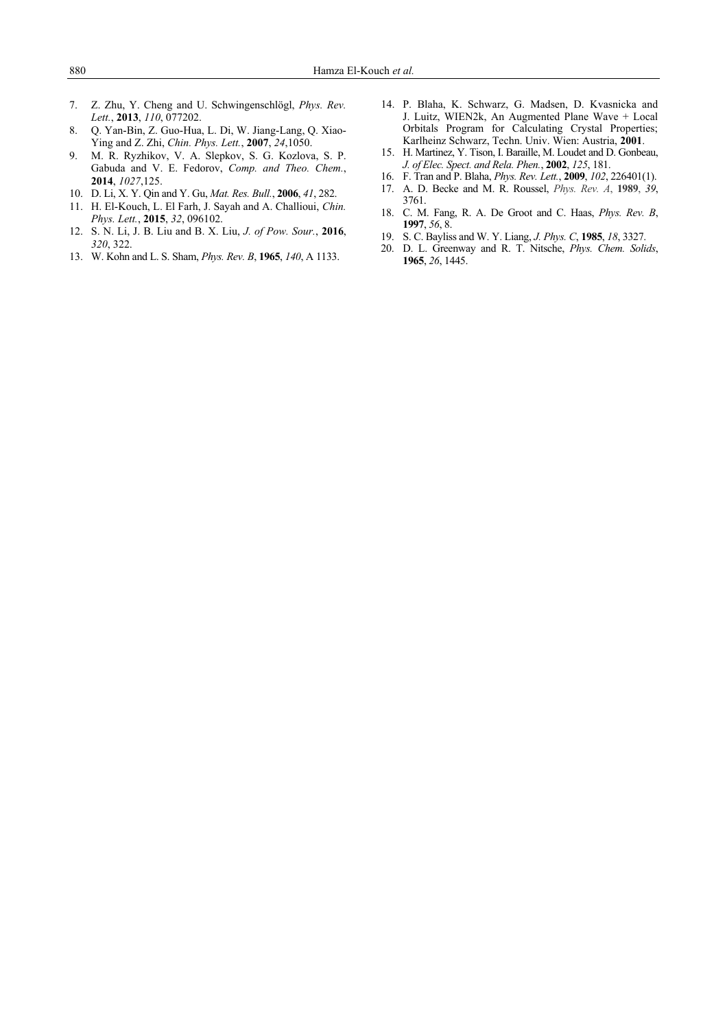7. Z. Zhu, Y. Cheng and U. Schwingenschlögl, *Phys. Rev. Lett.*, **2013**, *110*, 077202.
8. Q. Yan-Bin, Z. Guo-Hua, L. Di, W. Jiang-Lang, Q. Xiao-Ying and Z. Zhi, *Chin. Phys. Lett.*, **2007**, *24*,1050.
9. M. R. Ryzhikov, V. A. Slepkov, S. G. Kozlova, S. P. Gabuda and V. E. Fedorov, *Comp. and Theo. Chem.*, **2014**, *1027*,125.
10. D. Li, X. Y. Qin and Y. Gu, *Mat. Res. Bull.*, **2006**, *41*, 282.
11. H. El-Kouch, L. El Farh, J. Sayah and A. Challioui, *Chin. Phys. Lett.*, **2015**, *32*, 096102.
12. S. N. Li, J. B. Liu and B. X. Liu, *J. of Pow. Sour.*, **2016**, *320*, 322.
13. W. Kohn and L. S. Sham, *Phys. Rev. B*, **1965**, *140*, A 1133.
14. P. Blaha, K. Schwarz, G. Madsen, D. Kvasnicka and J. Luitz, WIEN2k, An Augmented Plane Wave + Local Orbitals Program for Calculating Crystal Properties; Karlheinz Schwarz, Techn. Univ. Wien: Austria, **2001**.
15. H. Martinez, Y. Tison, I. Baraille, M. Loudet and D. Gonbeau, *J. of Elec. Spect. and Rela. Phen.*, **2002**, *125*, 181.
16. F. Tran and P. Blaha, *Phys. Rev. Lett.*, **2009**, *102*, 226401(1).
17. A. D. Becke and M. R. Roussel, *Phys. Rev. A*, **1989**, *39*, 3761.
18. C. M. Fang, R. A. De Groot and C. Haas, *Phys. Rev. B*, **1997**, *56*, 8.
19. S. C. Bayliss and W. Y. Liang, *J. Phys. C*, **1985**, *18*, 3327.
20. D. L. Greenway and R. T. Nitsche, *Phys. Chem. Solids*, **1965**, *26*, 1445.